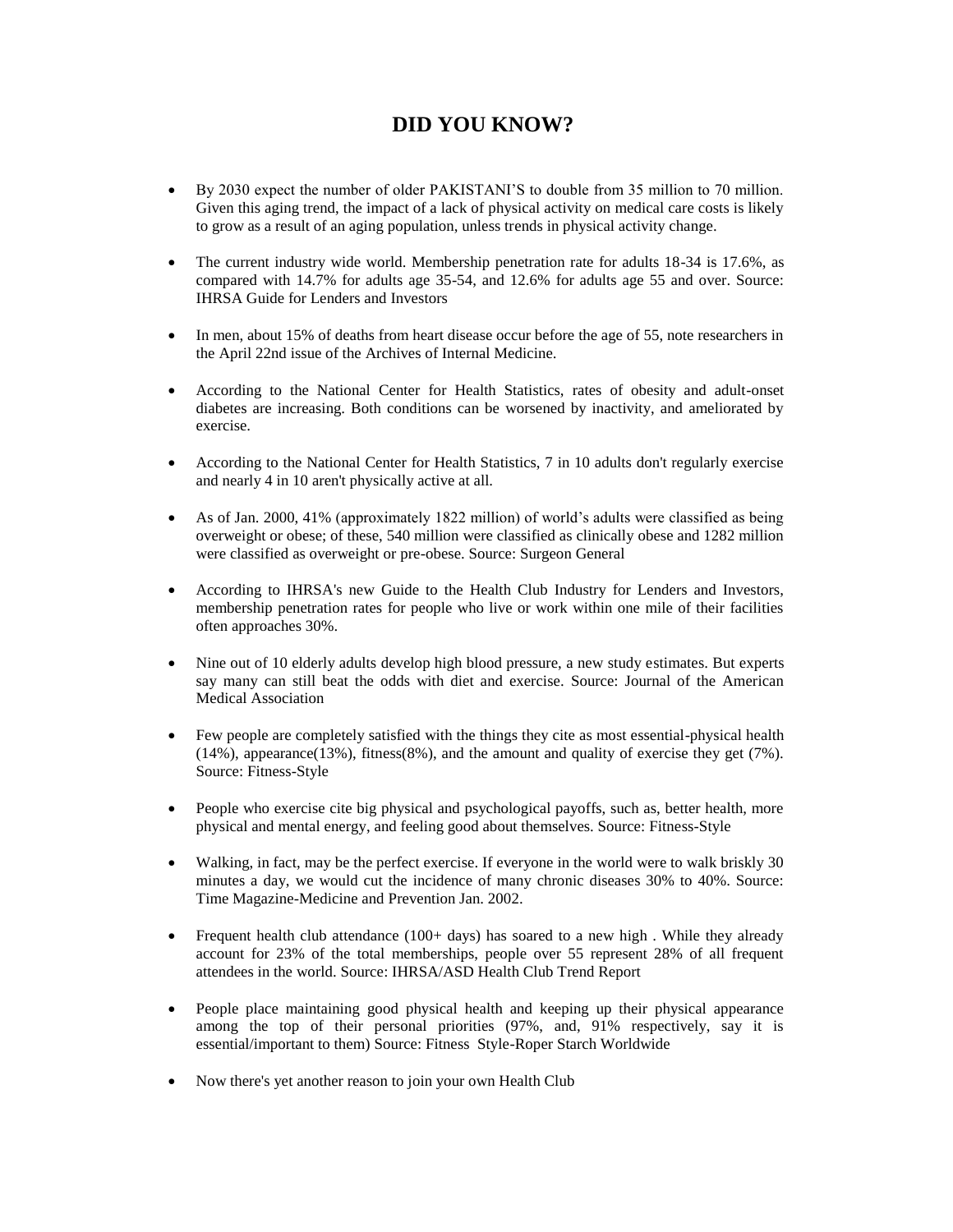## DID YOU KNOW?

- By 2030 expect the number of older PAKISTANI'S to double from 35 million to 70 million. Given this aging trend, the impact of a lack of physical activity on medical care costs is likely to grow as a result of an aging population, unless trends in physical activity change.
- The current industry wide world. Membership penetration rate for adults 18-34 is 17.6%, as compared with 14.7% for adults age 35-54, and 12.6% for adults age 55 and over. Source: IHRSA Guide for Lenders and Investors
- In men, about 15% of deaths from heart disease occur before the age of 55, note researchers in the April 22nd issue of the Archives of Internal Medicine.
- According to the National Center for Health Statistics, rates of obesity and adult-onset diabetes are increasing. Both conditions can be worsened by inactivity, and ameliorated by exercise.
- According to the National Center for Health Statistics, 7 in 10 adults don't regularly exercise and nearly 4 in 10 aren't physically active at all.
- As of Jan. 2000, 41% (approximately 1822 million) of world's adults were classified as being overweight or obese; of these, 540 million were classified as clinically obese and 1282 million were classified as overweight or pre-obese. Source: Surgeon General
- According to IHRSA's new Guide to the Health Club Industry for Lenders and Investors, membership penetration rates for people who live or work within one mile of their facilities often approaches 30%.
- Nine out of 10 elderly adults develop high blood pressure, a new study estimates. But experts say many can still beat the odds with diet and exercise. Source: Journal of the American Medical Association
- Few people are completely satisfied with the things they cite as most essential-physical health (14%), appearance(13%), fitness(8%), and the amount and quality of exercise they get (7%). Source: Fitness-Style
- People who exercise cite big physical and psychological payoffs, such as, better health, more physical and mental energy, and feeling good about themselves. Source: Fitness-Style
- Walking, in fact, may be the perfect exercise. If everyone in the world were to walk briskly 30 minutes a day, we would cut the incidence of many chronic diseases 30% to 40%. Source: Time Magazine-Medicine and Prevention Jan. 2002.
- Frequent health club attendance (100+ days) has soared to a new high . While they already account for 23% of the total memberships, people over 55 represent 28% of all frequent attendees in the world. Source: IHRSA/ASD Health Club Trend Report
- People place maintaining good physical health and keeping up their physical appearance among the top of their personal priorities (97%, and, 91% respectively, say it is essential/important to them) Source: Fitness Style-Roper Starch Worldwide
- Now there's yet another reason to join your own Health Club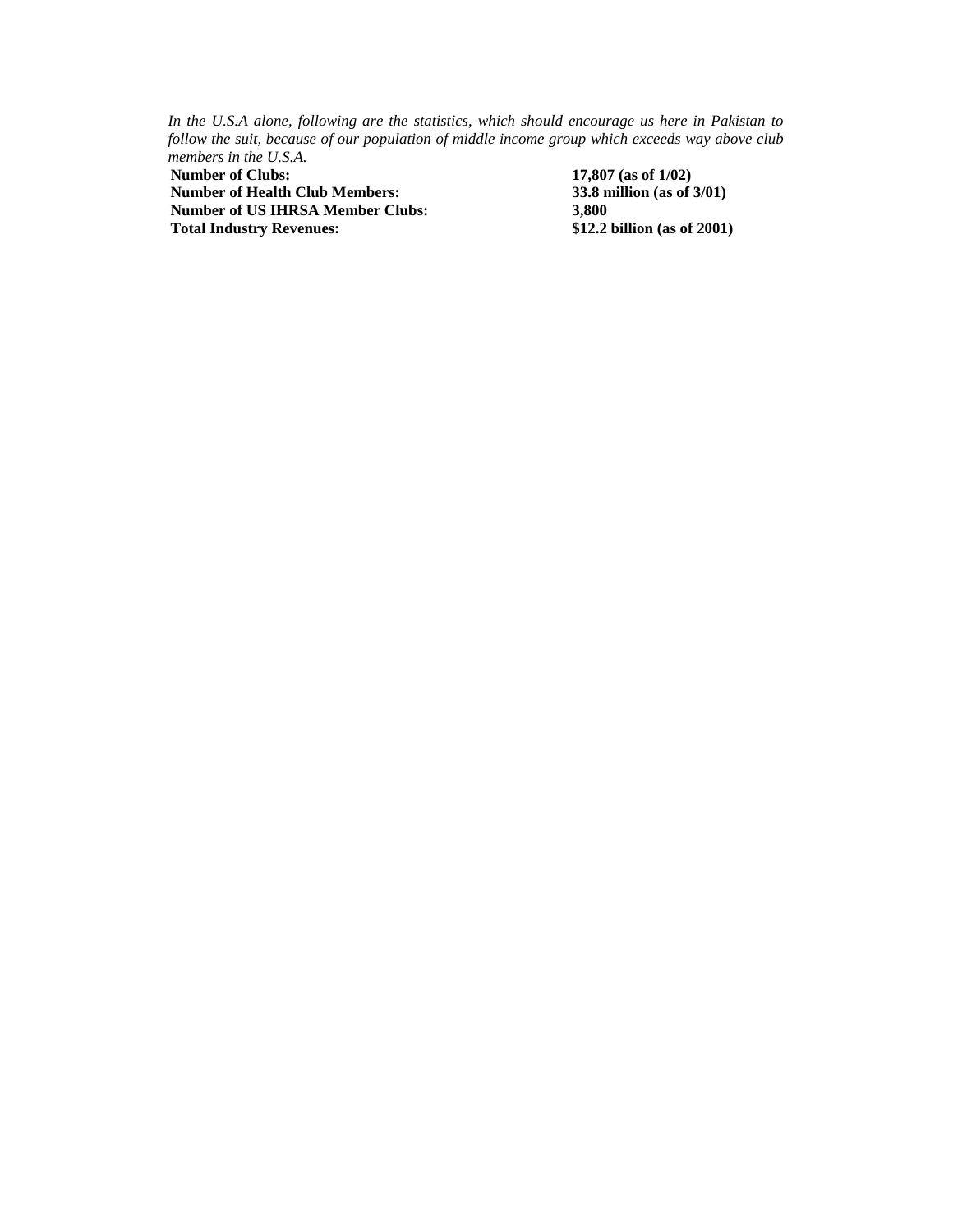*In the U.S.A alone, following are the statistics, which should encourage us here in Pakistan to follow the suit, because of our population of middle income group which exceeds way above club members in the U.S.A.*

| | |
|---|---|
| **Number of Clubs:** | **17,807 (as of 1/02)** |
| **Number of Health Club Members:** | **33.8 million (as of 3/01)** |
| **Number of US IHRSA Member Clubs:** | **3,800** |
| **Total Industry Revenues:** | **$12.2 billion (as of 2001)** |